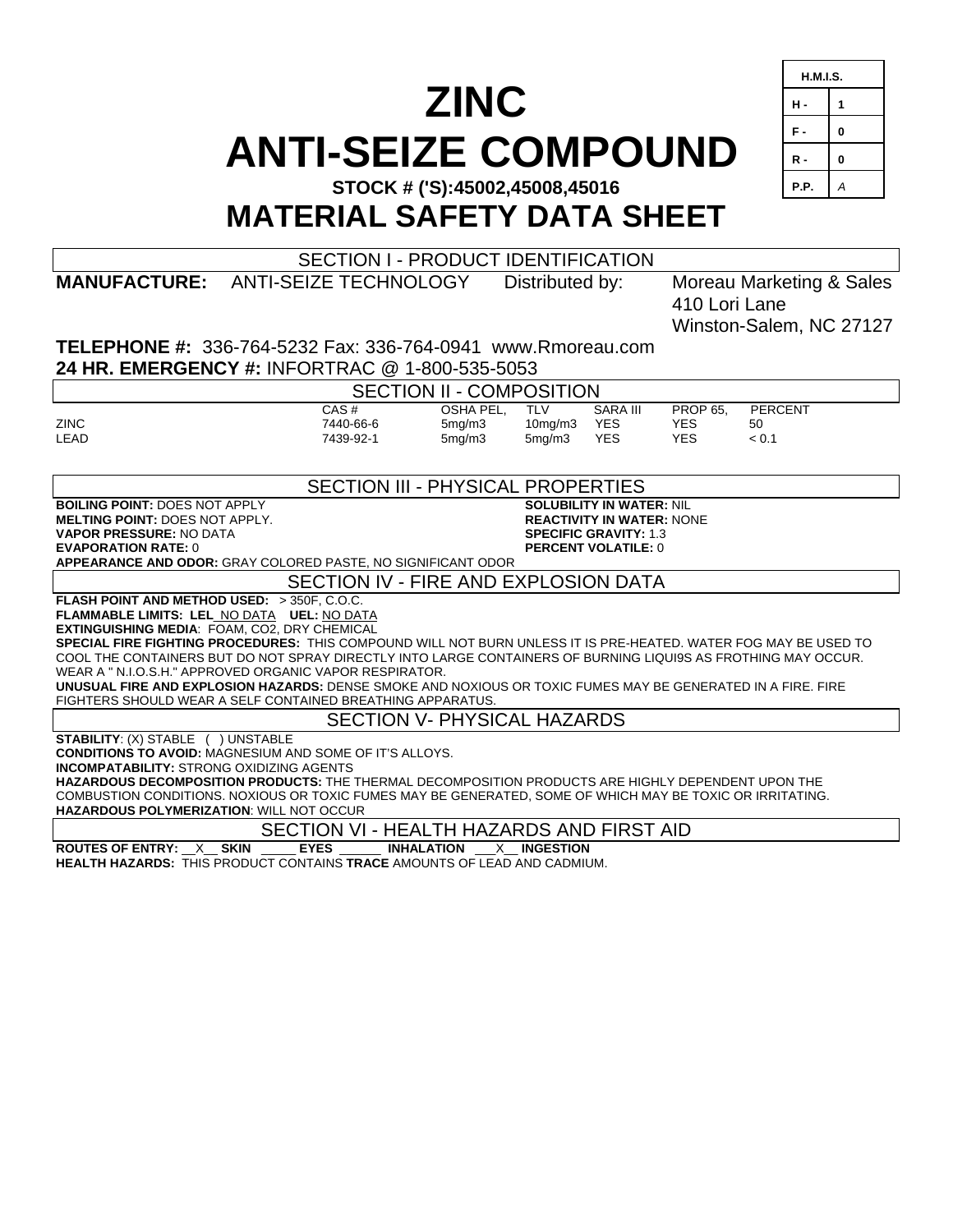# ZINC ANTI-SEIZE COMPOUND

**STOCK # ('S):45002,45008,45016**

# MATERIAL SAFETY DATA SHEET

| H.M.I.S. | |
|---|---|
| H - | 1 |
| F - | 0 |
| R - | 0 |
| P.P. | *A* |

## SECTION I - PRODUCT IDENTIFICATION

**MANUFACTURE:** ANTI-SEIZE TECHNOLOGY Distributed by: Moreau Marketing & Sales
410 Lori Lane
Winston-Salem, NC 27127

**TELEPHONE #:** 336-764-5232 Fax: 336-764-0941 www.Rmoreau.com
**24 HR. EMERGENCY #:** INFORTRAC @ 1-800-535-5053

## SECTION II - COMPOSITION

| | CAS # | OSHA PEL, | TLV | SARA III | PROP 65, | PERCENT |
|---|---|---|---|---|---|---|
| ZINC | 7440-66-6 | 5mg/m3 | 10mg/m3 | YES | YES | 50 |
| LEAD | 7439-92-1 | 5mg/m3 | 5mg/m3 | YES | YES | < 0.1 |

## SECTION III - PHYSICAL PROPERTIES

**BOILING POINT:** DOES NOT APPLY
**MELTING POINT:** DOES NOT APPLY.
**VAPOR PRESSURE:** NO DATA
**EVAPORATION RATE:** 0
**SOLUBILITY IN WATER:** NIL
**REACTIVITY IN WATER:** NONE
**SPECIFIC GRAVITY:** 1.3
**PERCENT VOLATILE:** 0
**APPEARANCE AND ODOR:** GRAY COLORED PASTE, NO SIGNIFICANT ODOR

## SECTION IV - FIRE AND EXPLOSION DATA

**FLASH POINT AND METHOD USED:** > 350F, C.O.C.
**FLAMMABLE LIMITS: LEL** NO DATA **UEL:** NO DATA
**EXTINGUISHING MEDIA**: FOAM, CO2, DRY CHEMICAL
**SPECIAL FIRE FIGHTING PROCEDURES:** THIS COMPOUND WILL NOT BURN UNLESS IT IS PRE-HEATED. WATER FOG MAY BE USED TO COOL THE CONTAINERS BUT DO NOT SPRAY DIRECTLY INTO LARGE CONTAINERS OF BURNING LIQUI9S AS FROTHING MAY OCCUR. WEAR A " N.I.O.S.H." APPROVED ORGANIC VAPOR RESPIRATOR.
**UNUSUAL FIRE AND EXPLOSION HAZARDS:** DENSE SMOKE AND NOXIOUS OR TOXIC FUMES MAY BE GENERATED IN A FIRE. FIRE FIGHTERS SHOULD WEAR A SELF CONTAINED BREATHING APPARATUS.

## SECTION V- PHYSICAL HAZARDS

**STABILITY**: (X) STABLE ( ) UNSTABLE
**CONDITIONS TO AVOID:** MAGNESIUM AND SOME OF IT'S ALLOYS.
**INCOMPATABILITY:** STRONG OXIDIZING AGENTS
**HAZARDOUS DECOMPOSITION PRODUCTS:** THE THERMAL DECOMPOSITION PRODUCTS ARE HIGHLY DEPENDENT UPON THE COMBUSTION CONDITIONS. NOXIOUS OR TOXIC FUMES MAY BE GENERATED, SOME OF WHICH MAY BE TOXIC OR IRRITATING.
**HAZARDOUS POLYMERIZATION**: WILL NOT OCCUR

## SECTION VI - HEALTH HAZARDS AND FIRST AID

**ROUTES OF ENTRY:** \_\_X\_\_ **SKIN** \_\_\_\_\_ **EYES** \_\_\_\_\_\_ **INHALATION** \_\_\_X\_\_ **INGESTION**
**HEALTH HAZARDS:** THIS PRODUCT CONTAINS **TRACE** AMOUNTS OF LEAD AND CADMIUM.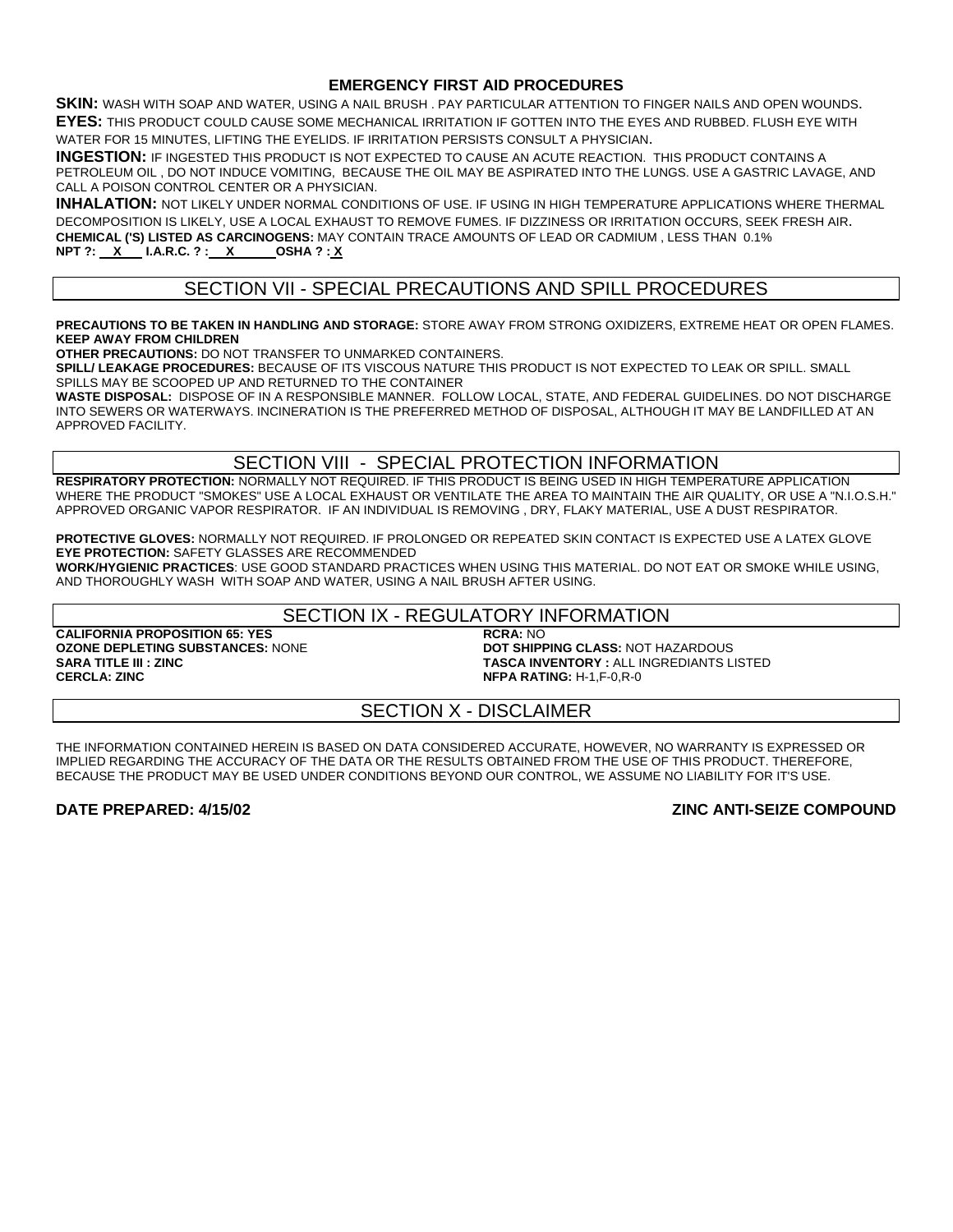### EMERGENCY FIRST AID PROCEDURES

**SKIN:** WASH WITH SOAP AND WATER, USING A NAIL BRUSH . PAY PARTICULAR ATTENTION TO FINGER NAILS AND OPEN WOUNDS.

**EYES:** THIS PRODUCT COULD CAUSE SOME MECHANICAL IRRITATION IF GOTTEN INTO THE EYES AND RUBBED. FLUSH EYE WITH WATER FOR 15 MINUTES, LIFTING THE EYELIDS. IF IRRITATION PERSISTS CONSULT A PHYSICIAN.

**INGESTION:** IF INGESTED THIS PRODUCT IS NOT EXPECTED TO CAUSE AN ACUTE REACTION. THIS PRODUCT CONTAINS A PETROLEUM OIL , DO NOT INDUCE VOMITING, BECAUSE THE OIL MAY BE ASPIRATED INTO THE LUNGS. USE A GASTRIC LAVAGE, AND CALL A POISON CONTROL CENTER OR A PHYSICIAN.

**INHALATION:** NOT LIKELY UNDER NORMAL CONDITIONS OF USE. IF USING IN HIGH TEMPERATURE APPLICATIONS WHERE THERMAL DECOMPOSITION IS LIKELY, USE A LOCAL EXHAUST TO REMOVE FUMES. IF DIZZINESS OR IRRITATION OCCURS, SEEK FRESH AIR.

**CHEMICAL ('S) LISTED AS CARCINOGENS:** MAY CONTAIN TRACE AMOUNTS OF LEAD OR CADMIUM , LESS THAN 0.1%

**NPT ?: X I.A.R.C. ? : X OSHA ? : X**

## SECTION VII - SPECIAL PRECAUTIONS AND SPILL PROCEDURES

**PRECAUTIONS TO BE TAKEN IN HANDLING AND STORAGE:** STORE AWAY FROM STRONG OXIDIZERS, EXTREME HEAT OR OPEN FLAMES.
**KEEP AWAY FROM CHILDREN**

**OTHER PRECAUTIONS:** DO NOT TRANSFER TO UNMARKED CONTAINERS.

**SPILL/ LEAKAGE PROCEDURES:** BECAUSE OF ITS VISCOUS NATURE THIS PRODUCT IS NOT EXPECTED TO LEAK OR SPILL. SMALL SPILLS MAY BE SCOOPED UP AND RETURNED TO THE CONTAINER

**WASTE DISPOSAL:** DISPOSE OF IN A RESPONSIBLE MANNER. FOLLOW LOCAL, STATE, AND FEDERAL GUIDELINES. DO NOT DISCHARGE INTO SEWERS OR WATERWAYS. INCINERATION IS THE PREFERRED METHOD OF DISPOSAL, ALTHOUGH IT MAY BE LANDFILLED AT AN APPROVED FACILITY.

## SECTION VIII - SPECIAL PROTECTION INFORMATION

**RESPIRATORY PROTECTION:** NORMALLY NOT REQUIRED. IF THIS PRODUCT IS BEING USED IN HIGH TEMPERATURE APPLICATION WHERE THE PRODUCT "SMOKES" USE A LOCAL EXHAUST OR VENTILATE THE AREA TO MAINTAIN THE AIR QUALITY, OR USE A "N.I.O.S.H." APPROVED ORGANIC VAPOR RESPIRATOR. IF AN INDIVIDUAL IS REMOVING , DRY, FLAKY MATERIAL, USE A DUST RESPIRATOR.

**PROTECTIVE GLOVES:** NORMALLY NOT REQUIRED. IF PROLONGED OR REPEATED SKIN CONTACT IS EXPECTED USE A LATEX GLOVE

**EYE PROTECTION:** SAFETY GLASSES ARE RECOMMENDED

**WORK/HYGIENIC PRACTICES**: USE GOOD STANDARD PRACTICES WHEN USING THIS MATERIAL. DO NOT EAT OR SMOKE WHILE USING, AND THOROUGHLY WASH WITH SOAP AND WATER, USING A NAIL BRUSH AFTER USING.

## SECTION IX - REGULATORY INFORMATION

**CALIFORNIA PROPOSITION 65: YES**
**OZONE DEPLETING SUBSTANCES:** NONE
**SARA TITLE III : ZINC**
**CERCLA: ZINC**

**RCRA:** NO
**DOT SHIPPING CLASS:** NOT HAZARDOUS
**TASCA INVENTORY :** ALL INGREDIANTS LISTED
**NFPA RATING:** H-1,F-0,R-0

## SECTION X - DISCLAIMER

THE INFORMATION CONTAINED HEREIN IS BASED ON DATA CONSIDERED ACCURATE, HOWEVER, NO WARRANTY IS EXPRESSED OR IMPLIED REGARDING THE ACCURACY OF THE DATA OR THE RESULTS OBTAINED FROM THE USE OF THIS PRODUCT. THEREFORE, BECAUSE THE PRODUCT MAY BE USED UNDER CONDITIONS BEYOND OUR CONTROL, WE ASSUME NO LIABILITY FOR IT'S USE.

**DATE PREPARED: 4/15/02** **ZINC ANTI-SEIZE COMPOUND**